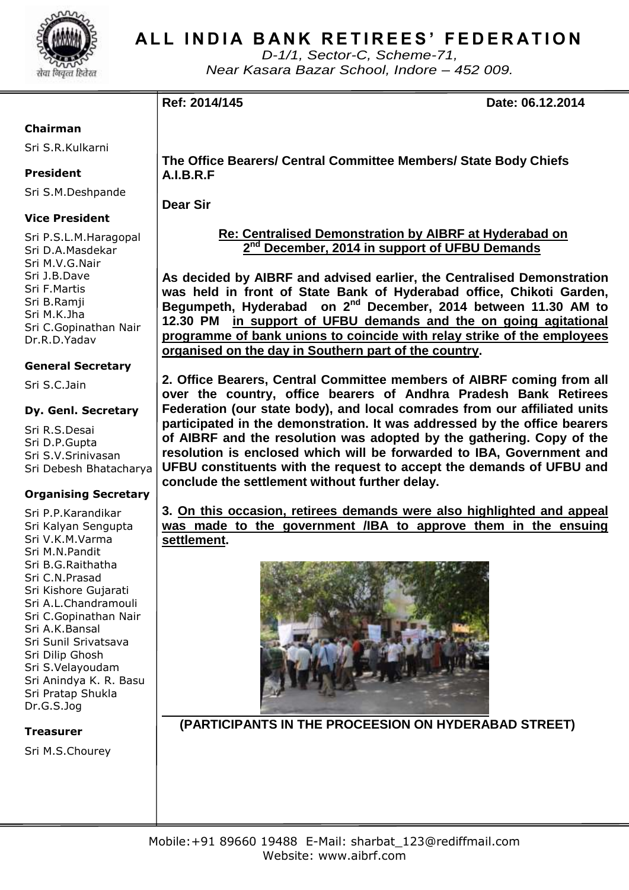# ALL INDIA BANK RETIREES' FEDERATION

*D-1/1, Sector-C, Scheme-71,*
*Near Kasara Bazar School, Indore – 452 009.*

**Chairman**
Sri S.R.Kulkarni

**President**
Sri S.M.Deshpande

**Vice President**
Sri P.S.L.M.Haragopal
Sri D.A.Masdekar
Sri M.V.G.Nair
Sri J.B.Dave
Sri F.Martis
Sri B.Ramji
Sri M.K.Jha
Sri C.Gopinathan Nair
Dr.R.D.Yadav

**General Secretary**
Sri S.C.Jain

**Dy. Genl. Secretary**
Sri R.S.Desai
Sri D.P.Gupta
Sri S.V.Srinivasan
Sri Debesh Bhatacharya

**Organising Secretary**
Sri P.P.Karandikar
Sri Kalyan Sengupta
Sri V.K.M.Varma
Sri M.N.Pandit
Sri B.G.Raithatha
Sri C.N.Prasad
Sri Kishore Gujarati
Sri A.L.Chandramouli
Sri C.Gopinathan Nair
Sri A.K.Bansal
Sri Sunil Srivatsava
Sri Dilip Ghosh
Sri S.Velayoudam
Sri Anindya K. R. Basu
Sri Pratap Shukla
Dr.G.S.Jog

**Treasurer**
Sri M.S.Chourey

---

**Ref: 2014/145** **Date: 06.12.2014**

**The Office Bearers/ Central Committee Members/ State Body Chiefs**
**A.I.B.R.F**

**Dear Sir**

**Re: Centralised Demonstration by AIBRF at Hyderabad on 2nd December, 2014 in support of UFBU Demands**

**As decided by AIBRF and advised earlier, the Centralised Demonstration was held in front of State Bank of Hyderabad office, Chikoti Garden, Begumpeth, Hyderabad on 2nd December, 2014 between 11.30 AM to 12.30 PM in support of UFBU demands and the on going agitational programme of bank unions to coincide with relay strike of the employees organised on the day in Southern part of the country.**

**2. Office Bearers, Central Committee members of AIBRF coming from all over the country, office bearers of Andhra Pradesh Bank Retirees Federation (our state body), and local comrades from our affiliated units participated in the demonstration. It was addressed by the office bearers of AIBRF and the resolution was adopted by the gathering. Copy of the resolution is enclosed which will be forwarded to IBA, Government and UFBU constituents with the request to accept the demands of UFBU and conclude the settlement without further delay.**

**3. On this occasion, retirees demands were also highlighted and appeal was made to the government /IBA to approve them in the ensuing settlement.**

**(PARTICIPANTS IN THE PROCEESION ON HYDERABAD STREET)**

Mobile:+91 89660 19488 E-Mail: sharbat_123@rediffmail.com
Website: www.aibrf.com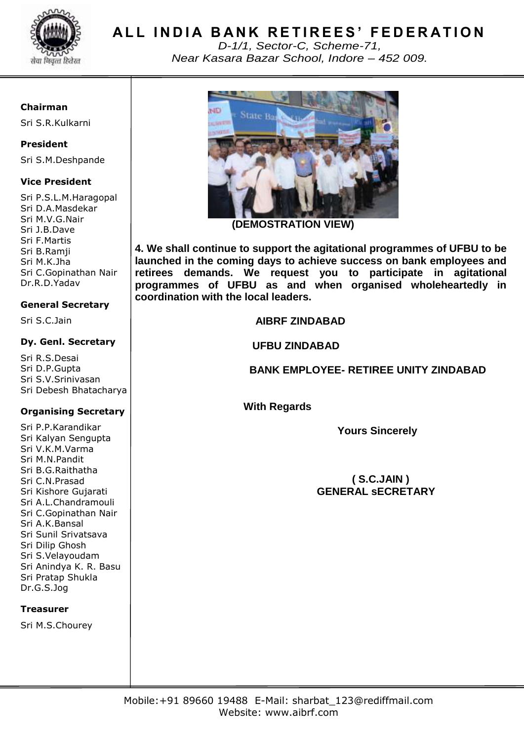# ALL INDIA BANK RETIREES' FEDERATION

*D-1/1, Sector-C, Scheme-71,*
*Near Kasara Bazar School, Indore – 452 009.*

**Chairman**
Sri S.R.Kulkarni

**President**
Sri S.M.Deshpande

**Vice President**
Sri P.S.L.M.Haragopal
Sri D.A.Masdekar
Sri M.V.G.Nair
Sri J.B.Dave
Sri F.Martis
Sri B.Ramji
Sri M.K.Jha
Sri C.Gopinathan Nair
Dr.R.D.Yadav

**General Secretary**
Sri S.C.Jain

**Dy. Genl. Secretary**
Sri R.S.Desai
Sri D.P.Gupta
Sri S.V.Srinivasan
Sri Debesh Bhatacharya

**Organising Secretary**
Sri P.P.Karandikar
Sri Kalyan Sengupta
Sri V.K.M.Varma
Sri M.N.Pandit
Sri B.G.Raithatha
Sri C.N.Prasad
Sri Kishore Gujarati
Sri A.L.Chandramouli
Sri C.Gopinathan Nair
Sri A.K.Bansal
Sri Sunil Srivatsava
Sri Dilip Ghosh
Sri S.Velayoudam
Sri Anindya K. R. Basu
Sri Pratap Shukla
Dr.G.S.Jog

**Treasurer**
Sri M.S.Chourey

**(DEMOSTRATION VIEW)**

**4. We shall continue to support the agitational programmes of UFBU to be launched in the coming days to achieve success on bank employees and retirees demands. We request you to participate in agitational programmes of UFBU as and when organised wholeheartedly in coordination with the local leaders.**

**AIBRF ZINDABAD**

**UFBU ZINDABAD**

**BANK EMPLOYEE- RETIREE UNITY ZINDABAD**

**With Regards**

**Yours Sincerely**

**( S.C.JAIN )**
**GENERAL sECRETARY**

Mobile:+91 89660 19488 E-Mail: sharbat_123@rediffmail.com
Website: www.aibrf.com